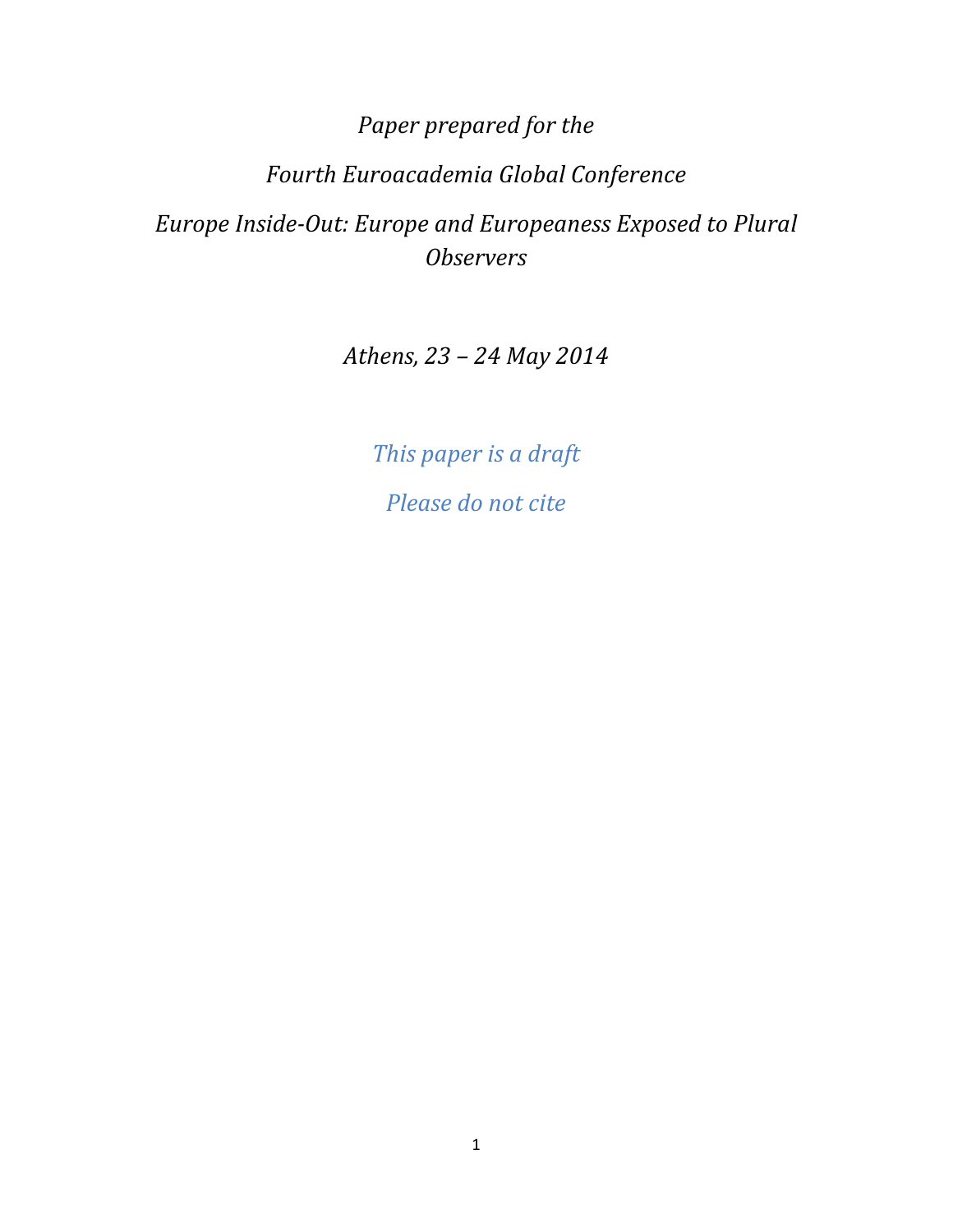*Paper prepared for the*

*Fourth Euroacademia Global Conference*

*Europe Inside-Out: Europe and Europeaness Exposed to Plural Observers*

*Athens, 23 – 24 May 2014*

*This paper is a draft*

*Please do not cite*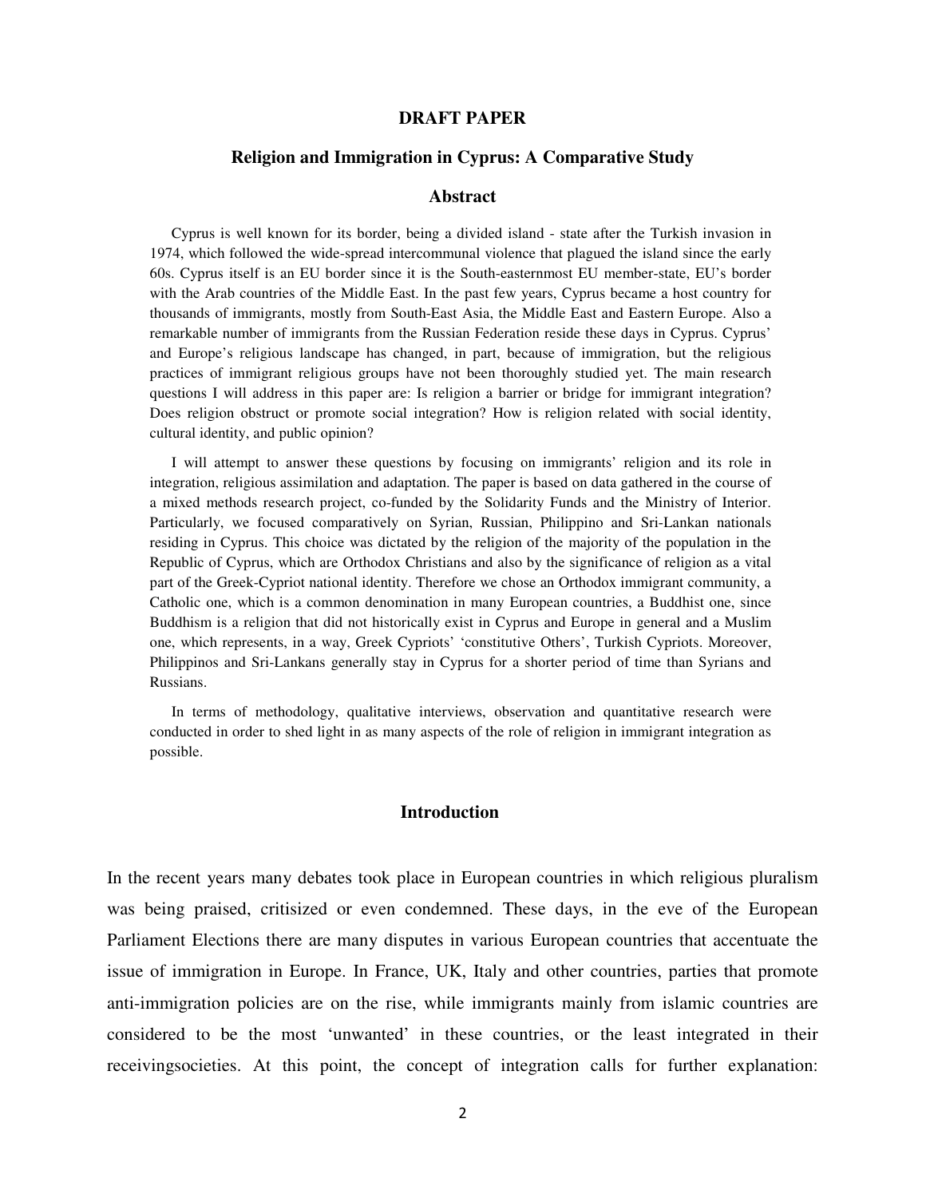**DRAFT PAPER**

# Religion and Immigration in Cyprus: A Comparative Study

## Abstract

Cyprus is well known for its border, being a divided island - state after the Turkish invasion in 1974, which followed the wide-spread intercommunal violence that plagued the island since the early 60s. Cyprus itself is an EU border since it is the South-easternmost EU member-state, EU's border with the Arab countries of the Middle East. In the past few years, Cyprus became a host country for thousands of immigrants, mostly from South-East Asia, the Middle East and Eastern Europe. Also a remarkable number of immigrants from the Russian Federation reside these days in Cyprus. Cyprus' and Europe's religious landscape has changed, in part, because of immigration, but the religious practices of immigrant religious groups have not been thoroughly studied yet. The main research questions I will address in this paper are: Is religion a barrier or bridge for immigrant integration? Does religion obstruct or promote social integration? How is religion related with social identity, cultural identity, and public opinion?

I will attempt to answer these questions by focusing on immigrants' religion and its role in integration, religious assimilation and adaptation. The paper is based on data gathered in the course of a mixed methods research project, co-funded by the Solidarity Funds and the Ministry of Interior. Particularly, we focused comparatively on Syrian, Russian, Philippino and Sri-Lankan nationals residing in Cyprus. This choice was dictated by the religion of the majority of the population in the Republic of Cyprus, which are Orthodox Christians and also by the significance of religion as a vital part of the Greek-Cypriot national identity. Therefore we chose an Orthodox immigrant community, a Catholic one, which is a common denomination in many European countries, a Buddhist one, since Buddhism is a religion that did not historically exist in Cyprus and Europe in general and a Muslim one, which represents, in a way, Greek Cypriots' 'constitutive Others', Turkish Cypriots. Moreover, Philippinos and Sri-Lankans generally stay in Cyprus for a shorter period of time than Syrians and Russians.

In terms of methodology, qualitative interviews, observation and quantitative research were conducted in order to shed light in as many aspects of the role of religion in immigrant integration as possible.

## Introduction

In the recent years many debates took place in European countries in which religious pluralism was being praised, critisized or even condemned. These days, in the eve of the European Parliament Elections there are many disputes in various European countries that accentuate the issue of immigration in Europe. In France, UK, Italy and other countries, parties that promote anti-immigration policies are on the rise, while immigrants mainly from islamic countries are considered to be the most 'unwanted' in these countries, or the least integrated in their receivingsocieties. At this point, the concept of integration calls for further explanation: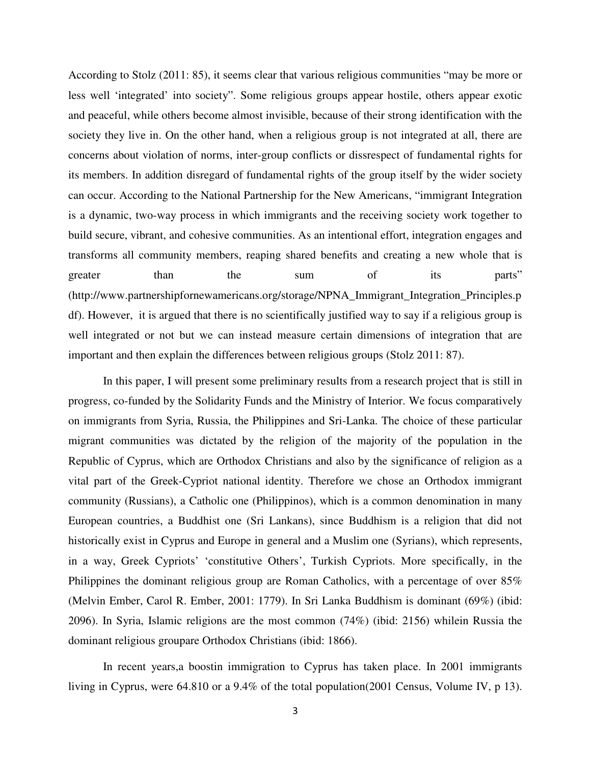According to Stolz (2011: 85), it seems clear that various religious communities "may be more or less well 'integrated' into society". Some religious groups appear hostile, others appear exotic and peaceful, while others become almost invisible, because of their strong identification with the society they live in. On the other hand, when a religious group is not integrated at all, there are concerns about violation of norms, inter-group conflicts or dissrespect of fundamental rights for its members. In addition disregard of fundamental rights of the group itself by the wider society can occur. According to the National Partnership for the New Americans, "immigrant Integration is a dynamic, two-way process in which immigrants and the receiving society work together to build secure, vibrant, and cohesive communities. As an intentional effort, integration engages and transforms all community members, reaping shared benefits and creating a new whole that is greater than the sum of its parts" (http://www.partnershipfornewamericans.org/storage/NPNA_Immigrant_Integration_Principles.pdf). However, it is argued that there is no scientifically justified way to say if a religious group is well integrated or not but we can instead measure certain dimensions of integration that are important and then explain the differences between religious groups (Stolz 2011: 87).

In this paper, I will present some preliminary results from a research project that is still in progress, co-funded by the Solidarity Funds and the Ministry of Interior. We focus comparatively on immigrants from Syria, Russia, the Philippines and Sri-Lanka. The choice of these particular migrant communities was dictated by the religion of the majority of the population in the Republic of Cyprus, which are Orthodox Christians and also by the significance of religion as a vital part of the Greek-Cypriot national identity. Therefore we chose an Orthodox immigrant community (Russians), a Catholic one (Philippinos), which is a common denomination in many European countries, a Buddhist one (Sri Lankans), since Buddhism is a religion that did not historically exist in Cyprus and Europe in general and a Muslim one (Syrians), which represents, in a way, Greek Cypriots' 'constitutive Others', Turkish Cypriots. More specifically, in the Philippines the dominant religious group are Roman Catholics, with a percentage of over 85% (Melvin Ember, Carol R. Ember, 2001: 1779). In Sri Lanka Buddhism is dominant (69%) (ibid: 2096). In Syria, Islamic religions are the most common (74%) (ibid: 2156) whilein Russia the dominant religious groupare Orthodox Christians (ibid: 1866).

In recent years,a boostin immigration to Cyprus has taken place. In 2001 immigrants living in Cyprus, were 64.810 or a 9.4% of the total population(2001 Census, Volume IV, p 13).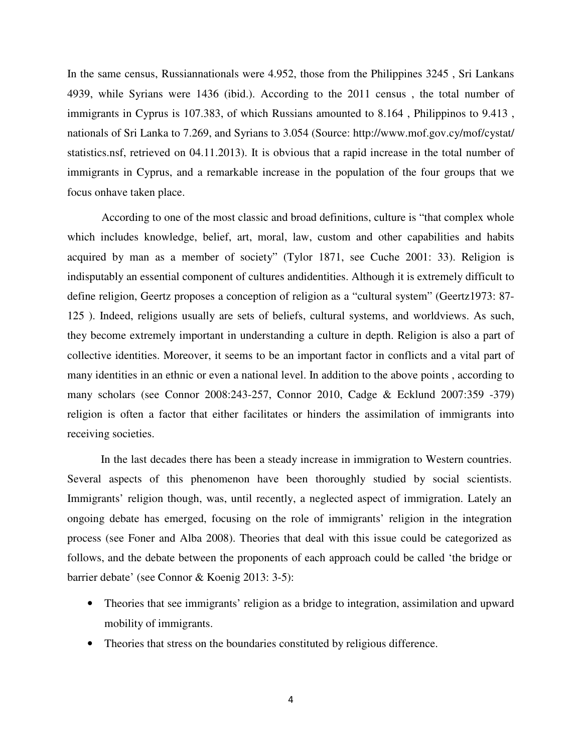In the same census, Russiannationals were 4.952, those from the Philippines 3245 , Sri Lankans 4939, while Syrians were 1436 (ibid.). According to the 2011 census , the total number of immigrants in Cyprus is 107.383, of which Russians amounted to 8.164 , Philippinos to 9.413 , nationals of Sri Lanka to 7.269, and Syrians to 3.054 (Source: http://www.mof.gov.cy/mof/cystat/statistics.nsf, retrieved on 04.11.2013). It is obvious that a rapid increase in the total number of immigrants in Cyprus, and a remarkable increase in the population of the four groups that we focus onhave taken place.

According to one of the most classic and broad definitions, culture is "that complex whole which includes knowledge, belief, art, moral, law, custom and other capabilities and habits acquired by man as a member of society" (Tylor 1871, see Cuche 2001: 33). Religion is indisputably an essential component of cultures andidentities. Although it is extremely difficult to define religion, Geertz proposes a conception of religion as a "cultural system" (Geertz1973: 87-125 ). Indeed, religions usually are sets of beliefs, cultural systems, and worldviews. As such, they become extremely important in understanding a culture in depth. Religion is also a part of collective identities. Moreover, it seems to be an important factor in conflicts and a vital part of many identities in an ethnic or even a national level. In addition to the above points , according to many scholars (see Connor 2008:243-257, Connor 2010, Cadge & Ecklund 2007:359 -379) religion is often a factor that either facilitates or hinders the assimilation of immigrants into receiving societies.

In the last decades there has been a steady increase in immigration to Western countries. Several aspects of this phenomenon have been thoroughly studied by social scientists. Immigrants' religion though, was, until recently, a neglected aspect of immigration. Lately an ongoing debate has emerged, focusing on the role of immigrants' religion in the integration process (see Foner and Alba 2008). Theories that deal with this issue could be categorized as follows, and the debate between the proponents of each approach could be called 'the bridge or barrier debate' (see Connor & Koenig 2013: 3-5):

- Theories that see immigrants' religion as a bridge to integration, assimilation and upward mobility of immigrants.
- Theories that stress on the boundaries constituted by religious difference.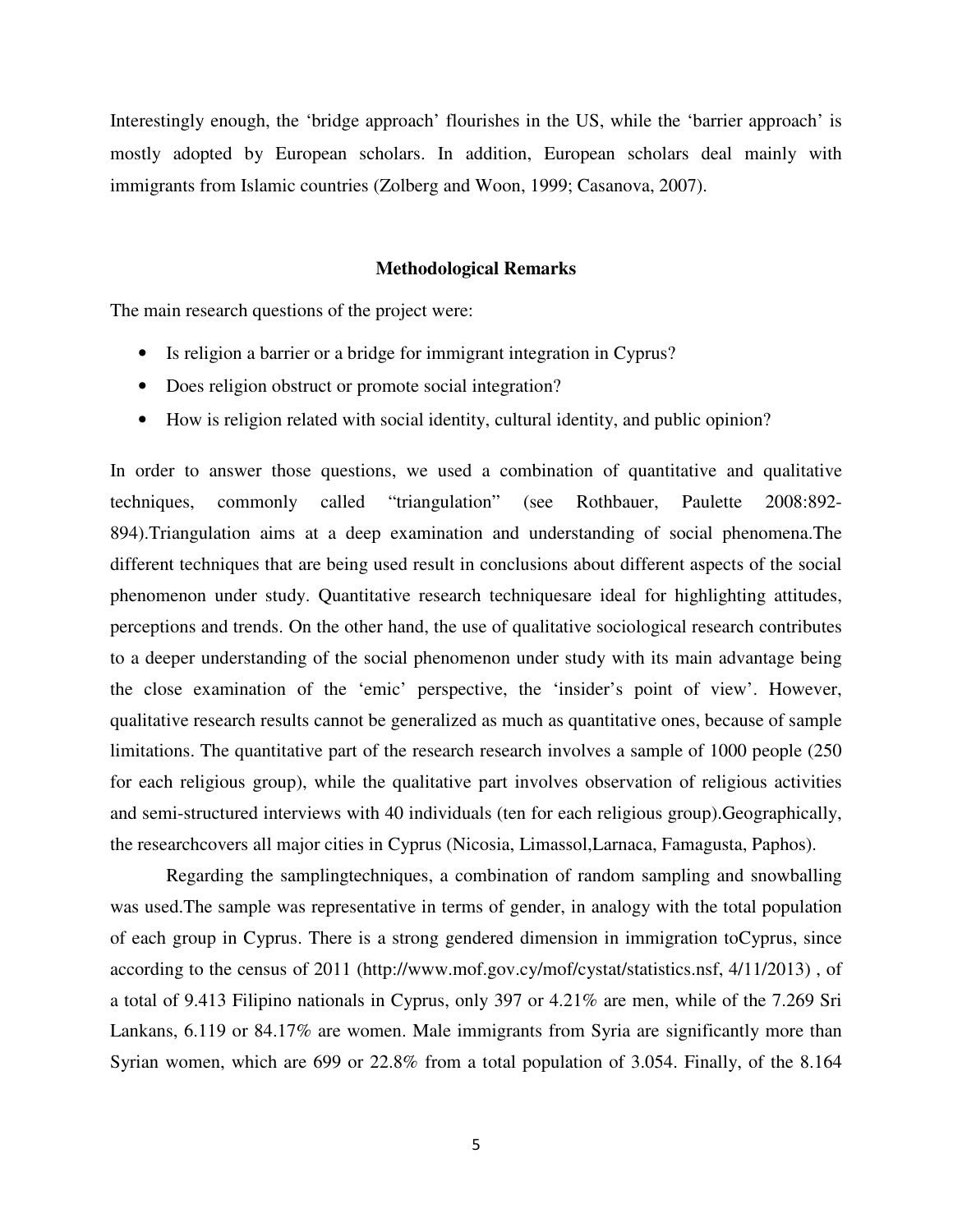Interestingly enough, the 'bridge approach' flourishes in the US, while the 'barrier approach' is mostly adopted by European scholars. In addition, European scholars deal mainly with immigrants from Islamic countries (Zolberg and Woon, 1999; Casanova, 2007).

### Methodological Remarks

The main research questions of the project were:

- Is religion a barrier or a bridge for immigrant integration in Cyprus?
- Does religion obstruct or promote social integration?
- How is religion related with social identity, cultural identity, and public opinion?

In order to answer those questions, we used a combination of quantitative and qualitative techniques, commonly called "triangulation" (see Rothbauer, Paulette 2008:892-894).Triangulation aims at a deep examination and understanding of social phenomena.The different techniques that are being used result in conclusions about different aspects of the social phenomenon under study. Quantitative research techniquesare ideal for highlighting attitudes, perceptions and trends. On the other hand, the use of qualitative sociological research contributes to a deeper understanding of the social phenomenon under study with its main advantage being the close examination of the 'emic' perspective, the 'insider's point of view'. However, qualitative research results cannot be generalized as much as quantitative ones, because of sample limitations. The quantitative part of the research research involves a sample of 1000 people (250 for each religious group), while the qualitative part involves observation of religious activities and semi-structured interviews with 40 individuals (ten for each religious group).Geographically, the researchcovers all major cities in Cyprus (Nicosia, Limassol,Larnaca, Famagusta, Paphos).

Regarding the samplingtechniques, a combination of random sampling and snowballing was used.The sample was representative in terms of gender, in analogy with the total population of each group in Cyprus. There is a strong gendered dimension in immigration toCyprus, since according to the census of 2011 (http://www.mof.gov.cy/mof/cystat/statistics.nsf, 4/11/2013) , of a total of 9.413 Filipino nationals in Cyprus, only 397 or 4.21% are men, while of the 7.269 Sri Lankans, 6.119 or 84.17% are women. Male immigrants from Syria are significantly more than Syrian women, which are 699 or 22.8% from a total population of 3.054. Finally, of the 8.164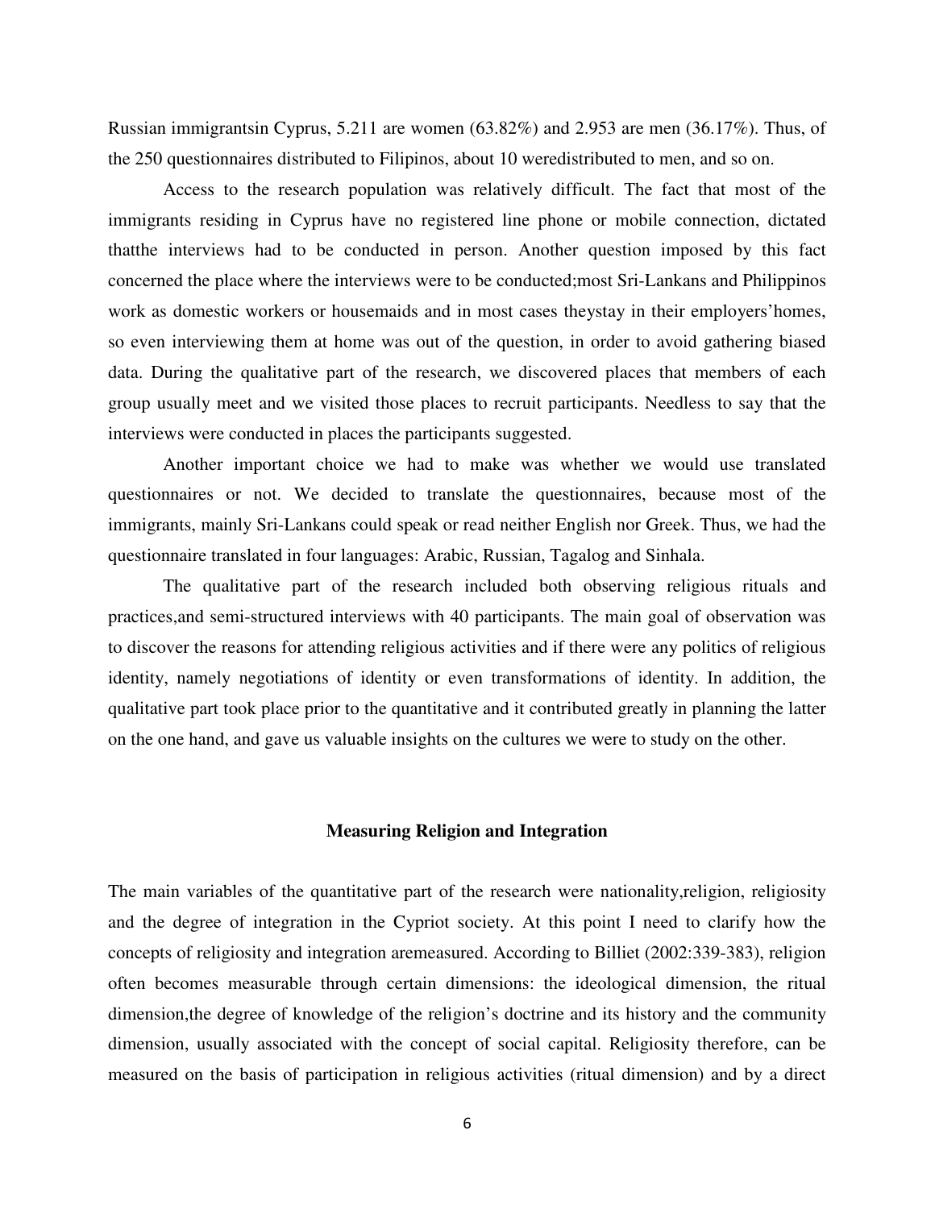Russian immigrantsin Cyprus, 5.211 are women (63.82%) and 2.953 are men (36.17%). Thus, of the 250 questionnaires distributed to Filipinos, about 10 weredistributed to men, and so on.

Access to the research population was relatively difficult. The fact that most of the immigrants residing in Cyprus have no registered line phone or mobile connection, dictated thatthe interviews had to be conducted in person. Another question imposed by this fact concerned the place where the interviews were to be conducted;most Sri-Lankans and Philippinos work as domestic workers or housemaids and in most cases theystay in their employers'homes, so even interviewing them at home was out of the question, in order to avoid gathering biased data. During the qualitative part of the research, we discovered places that members of each group usually meet and we visited those places to recruit participants. Needless to say that the interviews were conducted in places the participants suggested.

Another important choice we had to make was whether we would use translated questionnaires or not. We decided to translate the questionnaires, because most of the immigrants, mainly Sri-Lankans could speak or read neither English nor Greek. Thus, we had the questionnaire translated in four languages: Arabic, Russian, Tagalog and Sinhala.

The qualitative part of the research included both observing religious rituals and practices,and semi-structured interviews with 40 participants. The main goal of observation was to discover the reasons for attending religious activities and if there were any politics of religious identity, namely negotiations of identity or even transformations of identity. In addition, the qualitative part took place prior to the quantitative and it contributed greatly in planning the latter on the one hand, and gave us valuable insights on the cultures we were to study on the other.

## Measuring Religion and Integration

The main variables of the quantitative part of the research were nationality,religion, religiosity and the degree of integration in the Cypriot society. At this point I need to clarify how the concepts of religiosity and integration aremeasured. According to Billiet (2002:339-383), religion often becomes measurable through certain dimensions: the ideological dimension, the ritual dimension,the degree of knowledge of the religion's doctrine and its history and the community dimension, usually associated with the concept of social capital. Religiosity therefore, can be measured on the basis of participation in religious activities (ritual dimension) and by a direct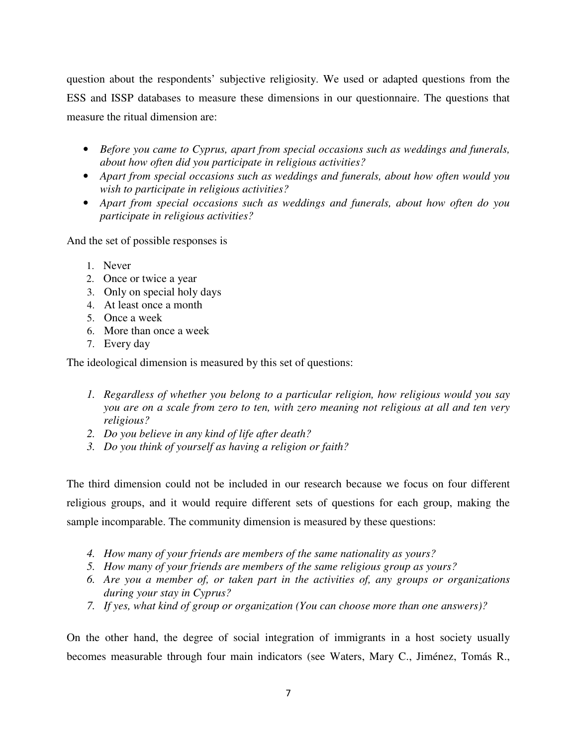question about the respondents' subjective religiosity. We used or adapted questions from the ESS and ISSP databases to measure these dimensions in our questionnaire. The questions that measure the ritual dimension are:

- *Before you came to Cyprus, apart from special occasions such as weddings and funerals, about how often did you participate in religious activities?*
- *Apart from special occasions such as weddings and funerals, about how often would you wish to participate in religious activities?*
- *Apart from special occasions such as weddings and funerals, about how often do you participate in religious activities?*

And the set of possible responses is

1. Never
2. Once or twice a year
3. Only on special holy days
4. At least once a month
5. Once a week
6. More than once a week
7. Every day

The ideological dimension is measured by this set of questions:

1. *Regardless of whether you belong to a particular religion, how religious would you say you are on a scale from zero to ten, with zero meaning not religious at all and ten very religious?*
2. *Do you believe in any kind of life after death?*
3. *Do you think of yourself as having a religion or faith?*

The third dimension could not be included in our research because we focus on four different religious groups, and it would require different sets of questions for each group, making the sample incomparable. The community dimension is measured by these questions:

4. *How many of your friends are members of the same nationality as yours?*
5. *How many of your friends are members of the same religious group as yours?*
6. *Are you a member of, or taken part in the activities of, any groups or organizations during your stay in Cyprus?*
7. *If yes, what kind of group or organization (You can choose more than one answers)?*

On the other hand, the degree of social integration of immigrants in a host society usually becomes measurable through four main indicators (see Waters, Mary C., Jiménez, Tomás R.,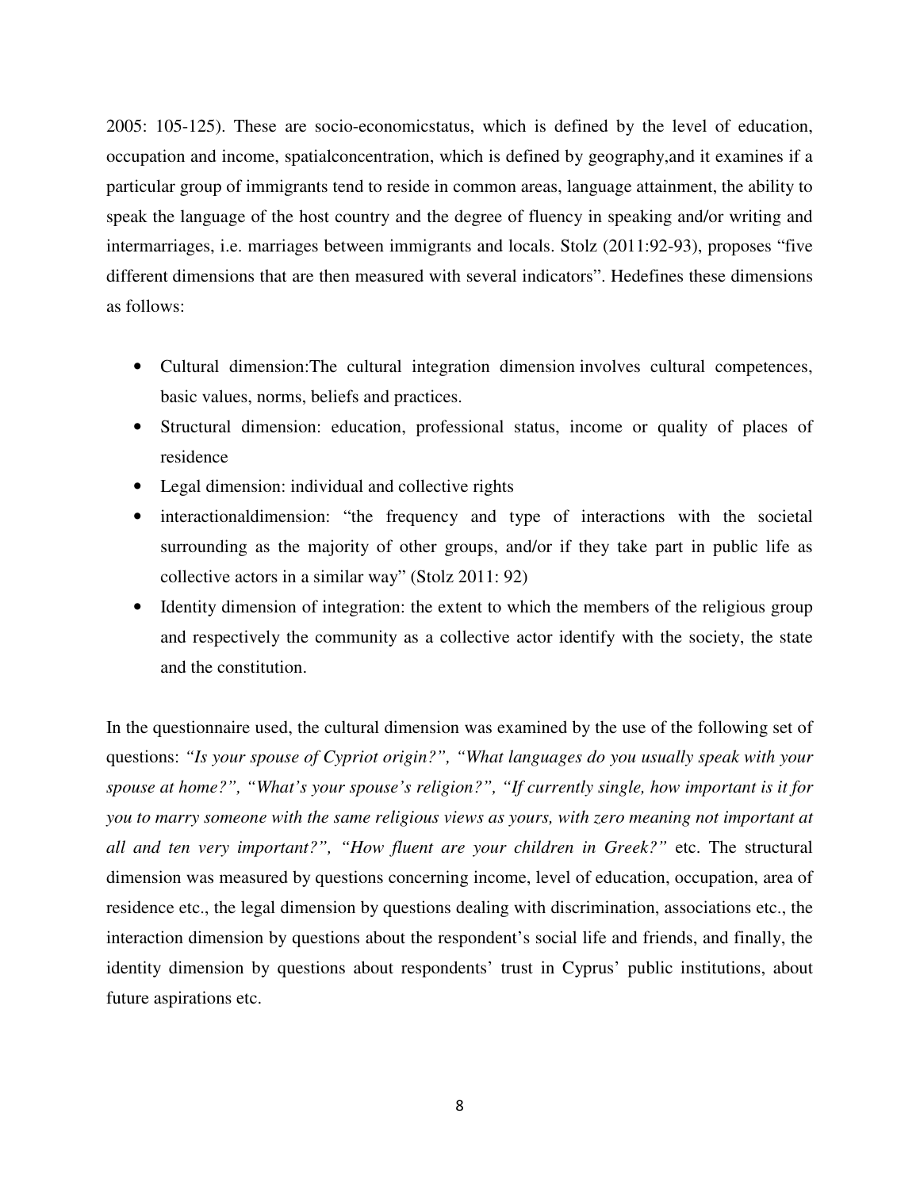2005: 105-125). These are socio-economicstatus, which is defined by the level of education, occupation and income, spatialconcentration, which is defined by geography,and it examines if a particular group of immigrants tend to reside in common areas, language attainment, the ability to speak the language of the host country and the degree of fluency in speaking and/or writing and intermarriages, i.e. marriages between immigrants and locals. Stolz (2011:92-93), proposes "five different dimensions that are then measured with several indicators". Hedefines these dimensions as follows:

- Cultural dimension:The cultural integration dimension involves cultural competences, basic values, norms, beliefs and practices.
- Structural dimension: education, professional status, income or quality of places of residence
- Legal dimension: individual and collective rights
- interactionaldimension: "the frequency and type of interactions with the societal surrounding as the majority of other groups, and/or if they take part in public life as collective actors in a similar way" (Stolz 2011: 92)
- Identity dimension of integration: the extent to which the members of the religious group and respectively the community as a collective actor identify with the society, the state and the constitution.

In the questionnaire used, the cultural dimension was examined by the use of the following set of questions: *"Is your spouse of Cypriot origin?", "What languages do you usually speak with your spouse at home?", "What's your spouse's religion?", "If currently single, how important is it for you to marry someone with the same religious views as yours, with zero meaning not important at all and ten very important?", "How fluent are your children in Greek?"* etc. The structural dimension was measured by questions concerning income, level of education, occupation, area of residence etc., the legal dimension by questions dealing with discrimination, associations etc., the interaction dimension by questions about the respondent's social life and friends, and finally, the identity dimension by questions about respondents' trust in Cyprus' public institutions, about future aspirations etc.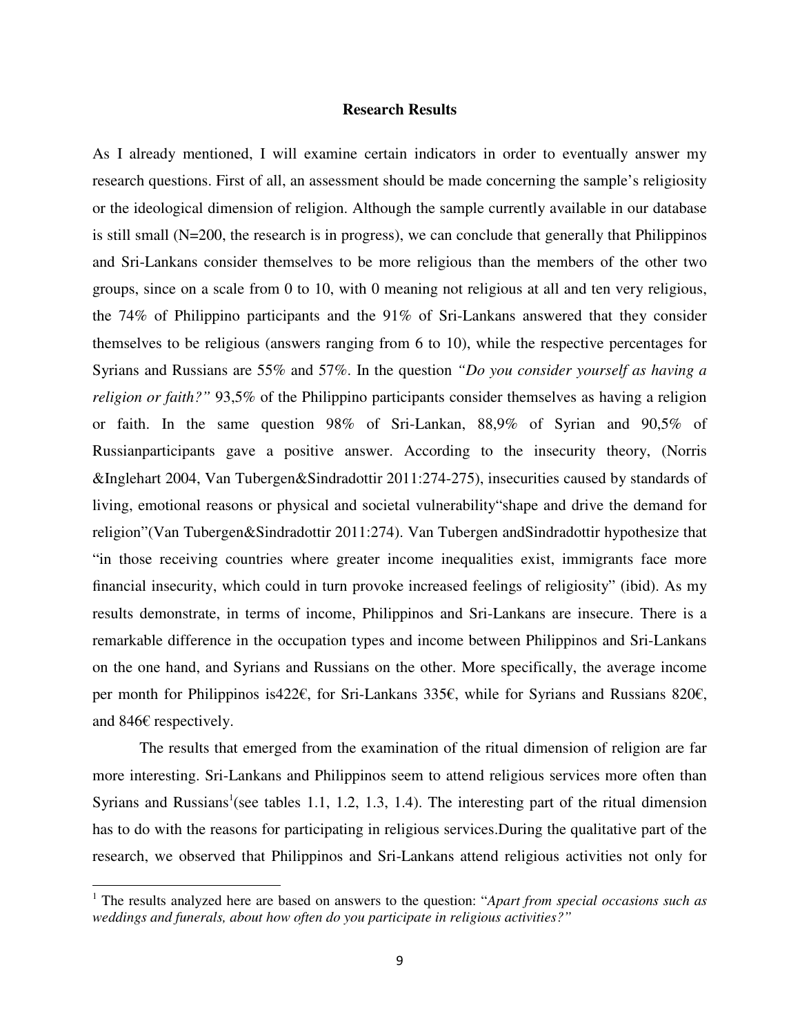**Research Results**

As I already mentioned, I will examine certain indicators in order to eventually answer my research questions. First of all, an assessment should be made concerning the sample's religiosity or the ideological dimension of religion. Although the sample currently available in our database is still small (N=200, the research is in progress), we can conclude that generally that Philippinos and Sri-Lankans consider themselves to be more religious than the members of the other two groups, since on a scale from 0 to 10, with 0 meaning not religious at all and ten very religious, the 74% of Philippino participants and the 91% of Sri-Lankans answered that they consider themselves to be religious (answers ranging from 6 to 10), while the respective percentages for Syrians and Russians are 55% and 57%. In the question *"Do you consider yourself as having a religion or faith?"* 93,5% of the Philippino participants consider themselves as having a religion or faith. In the same question 98% of Sri-Lankan, 88,9% of Syrian and 90,5% of Russianparticipants gave a positive answer. According to the insecurity theory, (Norris &Inglehart 2004, Van Tubergen&Sindradottir 2011:274-275), insecurities caused by standards of living, emotional reasons or physical and societal vulnerability"shape and drive the demand for religion"(Van Tubergen&Sindradottir 2011:274). Van Tubergen andSindradottir hypothesize that "in those receiving countries where greater income inequalities exist, immigrants face more financial insecurity, which could in turn provoke increased feelings of religiosity" (ibid). As my results demonstrate, in terms of income, Philippinos and Sri-Lankans are insecure. There is a remarkable difference in the occupation types and income between Philippinos and Sri-Lankans on the one hand, and Syrians and Russians on the other. More specifically, the average income per month for Philippinos is422€, for Sri-Lankans 335€, while for Syrians and Russians 820€, and 846€ respectively.

The results that emerged from the examination of the ritual dimension of religion are far more interesting. Sri-Lankans and Philippinos seem to attend religious services more often than Syrians and Russians[1](see tables 1.1, 1.2, 1.3, 1.4). The interesting part of the ritual dimension has to do with the reasons for participating in religious services.During the qualitative part of the research, we observed that Philippinos and Sri-Lankans attend religious activities not only for

[1] The results analyzed here are based on answers to the question: "*Apart from special occasions such as weddings and funerals, about how often do you participate in religious activities?"*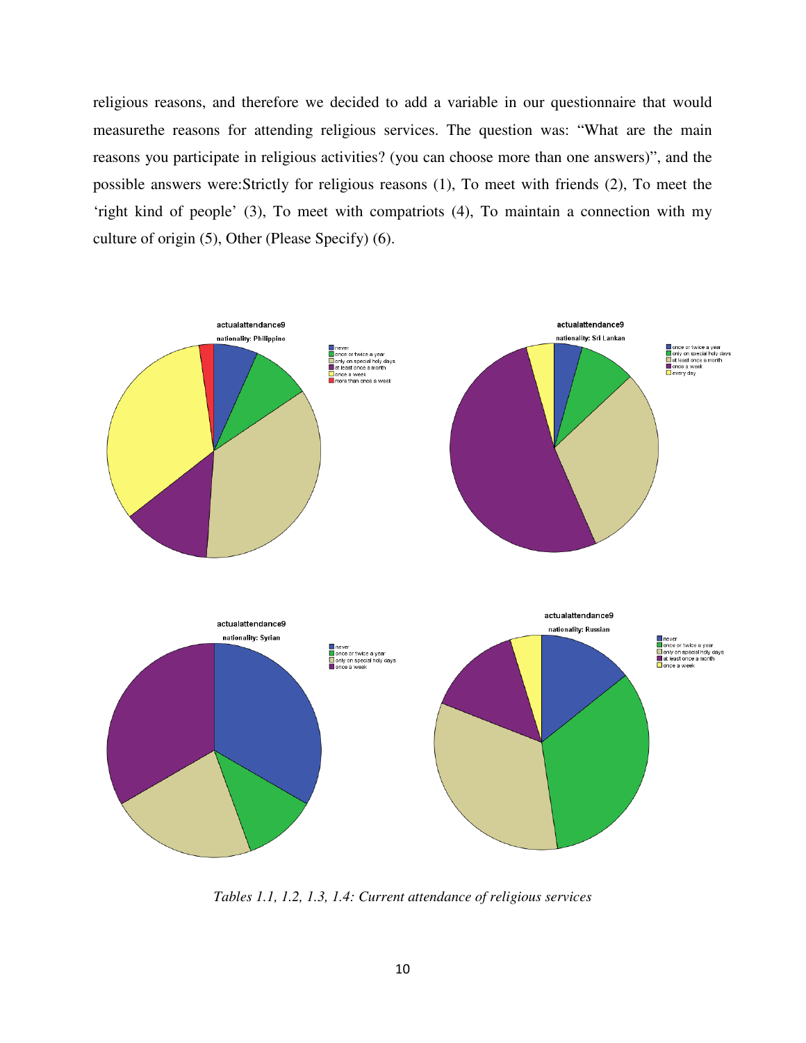religious reasons, and therefore we decided to add a variable in our questionnaire that would measurethe reasons for attending religious services. The question was: "What are the main reasons you participate in religious activities? (you can choose more than one answers)", and the possible answers were:Strictly for religious reasons (1), To meet with friends (2), To meet the 'right kind of people' (3), To meet with compatriots (4), To maintain a connection with my culture of origin (5), Other (Please Specify) (6).

*Tables 1.1, 1.2, 1.3, 1.4: Current attendance of religious services*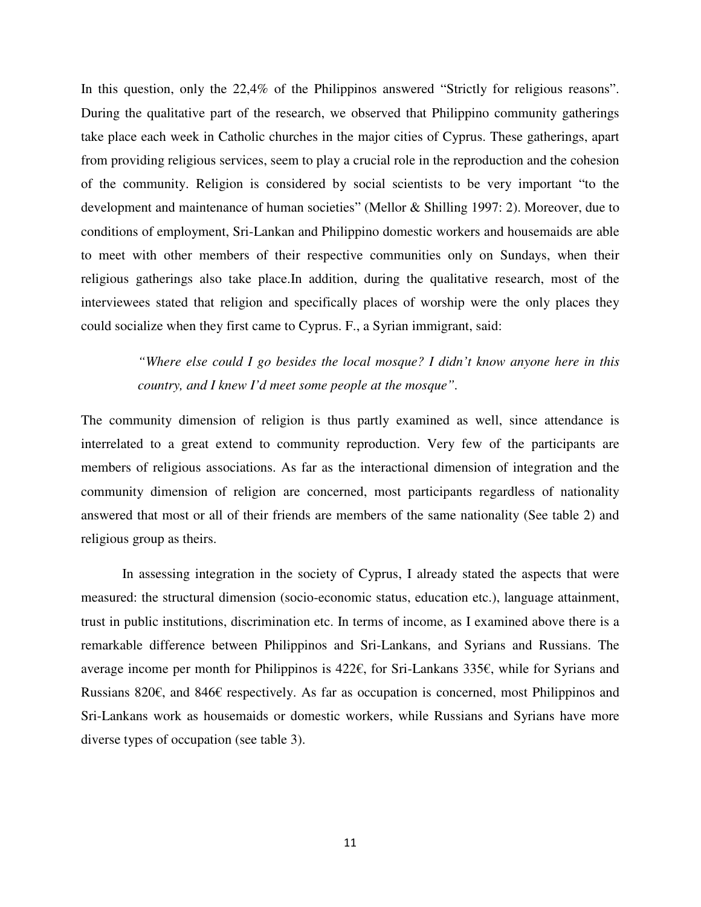In this question, only the 22,4% of the Philippinos answered "Strictly for religious reasons". During the qualitative part of the research, we observed that Philippino community gatherings take place each week in Catholic churches in the major cities of Cyprus. These gatherings, apart from providing religious services, seem to play a crucial role in the reproduction and the cohesion of the community. Religion is considered by social scientists to be very important "to the development and maintenance of human societies" (Mellor & Shilling 1997: 2). Moreover, due to conditions of employment, Sri-Lankan and Philippino domestic workers and housemaids are able to meet with other members of their respective communities only on Sundays, when their religious gatherings also take place.In addition, during the qualitative research, most of the interviewees stated that religion and specifically places of worship were the only places they could socialize when they first came to Cyprus. F., a Syrian immigrant, said:

> *"Where else could I go besides the local mosque? I didn't know anyone here in this country, and I knew I'd meet some people at the mosque".*

The community dimension of religion is thus partly examined as well, since attendance is interrelated to a great extend to community reproduction. Very few of the participants are members of religious associations. As far as the interactional dimension of integration and the community dimension of religion are concerned, most participants regardless of nationality answered that most or all of their friends are members of the same nationality (See table 2) and religious group as theirs.

In assessing integration in the society of Cyprus, I already stated the aspects that were measured: the structural dimension (socio-economic status, education etc.), language attainment, trust in public institutions, discrimination etc. In terms of income, as I examined above there is a remarkable difference between Philippinos and Sri-Lankans, and Syrians and Russians. The average income per month for Philippinos is 422€, for Sri-Lankans 335€, while for Syrians and Russians 820€, and 846€ respectively. As far as occupation is concerned, most Philippinos and Sri-Lankans work as housemaids or domestic workers, while Russians and Syrians have more diverse types of occupation (see table 3).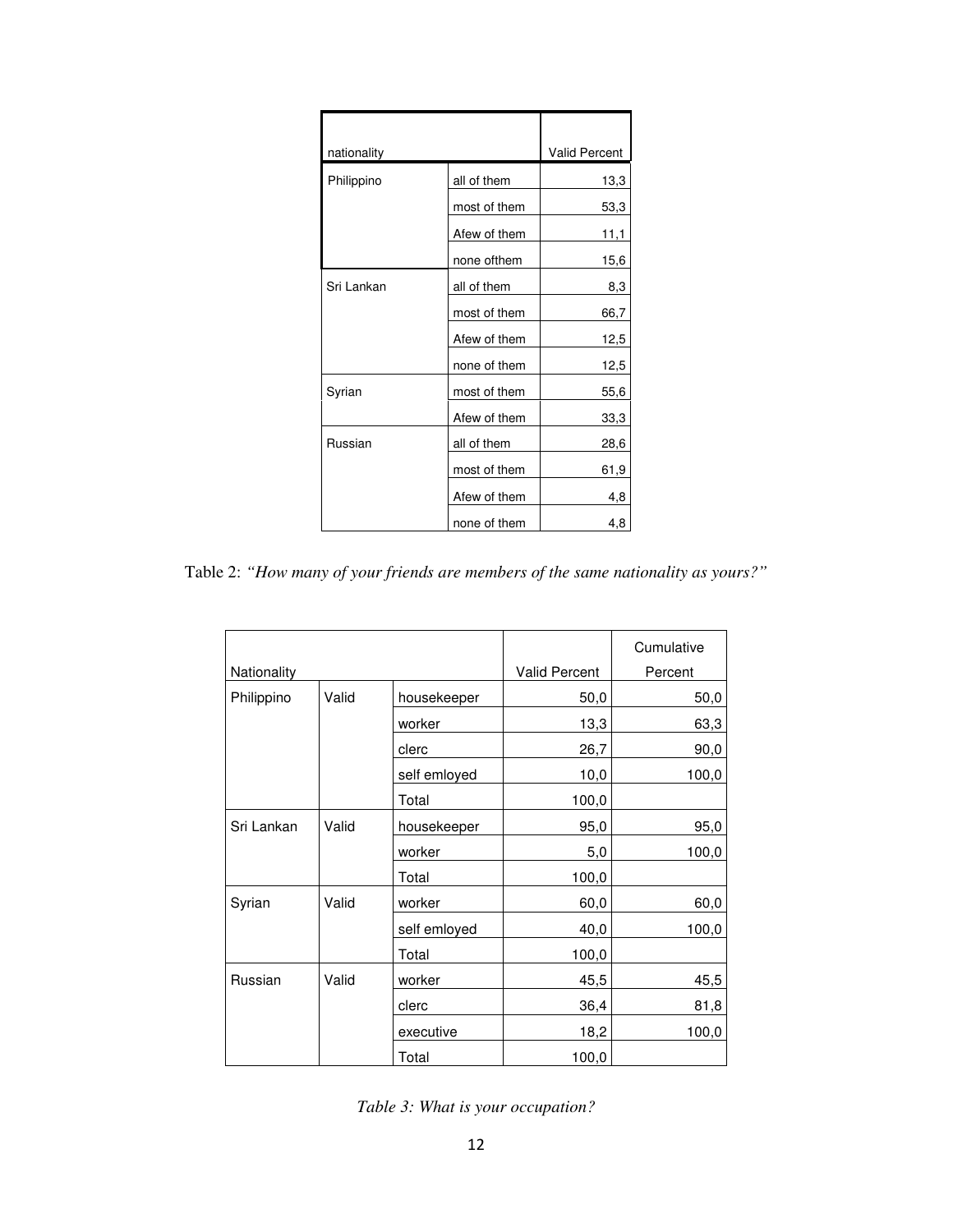| nationality | | Valid Percent |
|---|---|---|
| Philippino | all of them | 13,3 |
| | most of them | 53,3 |
| | Afew of them | 11,1 |
| | none ofthem | 15,6 |
| Sri Lankan | all of them | 8,3 |
| | most of them | 66,7 |
| | Afew of them | 12,5 |
| | none of them | 12,5 |
| Syrian | most of them | 55,6 |
| | Afew of them | 33,3 |
| Russian | all of them | 28,6 |
| | most of them | 61,9 |
| | Afew of them | 4,8 |
| | none of them | 4,8 |

Table 2: *"How many of your friends are members of the same nationality as yours?"*

| Nationality | | | Valid Percent | Cumulative Percent |
|---|---|---|---|---|
| Philippino | Valid | housekeeper | 50,0 | 50,0 |
| | | worker | 13,3 | 63,3 |
| | | clerc | 26,7 | 90,0 |
| | | self emloyed | 10,0 | 100,0 |
| | | Total | 100,0 | |
| Sri Lankan | Valid | housekeeper | 95,0 | 95,0 |
| | | worker | 5,0 | 100,0 |
| | | Total | 100,0 | |
| Syrian | Valid | worker | 60,0 | 60,0 |
| | | self emloyed | 40,0 | 100,0 |
| | | Total | 100,0 | |
| Russian | Valid | worker | 45,5 | 45,5 |
| | | clerc | 36,4 | 81,8 |
| | | executive | 18,2 | 100,0 |
| | | Total | 100,0 | |

*Table 3: What is your occupation?*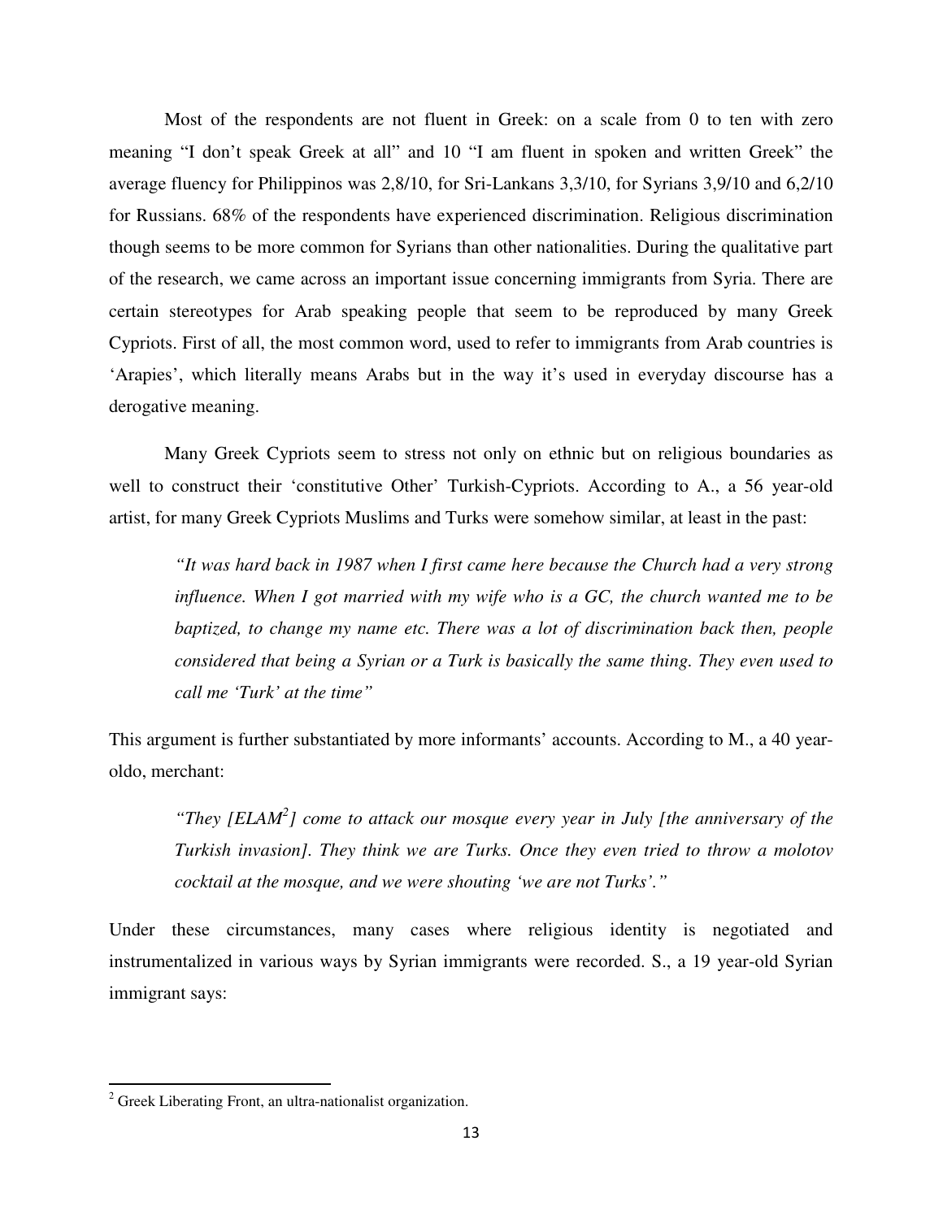Most of the respondents are not fluent in Greek: on a scale from 0 to ten with zero meaning "I don't speak Greek at all" and 10 "I am fluent in spoken and written Greek" the average fluency for Philippinos was 2,8/10, for Sri-Lankans 3,3/10, for Syrians 3,9/10 and 6,2/10 for Russians. 68% of the respondents have experienced discrimination. Religious discrimination though seems to be more common for Syrians than other nationalities. During the qualitative part of the research, we came across an important issue concerning immigrants from Syria. There are certain stereotypes for Arab speaking people that seem to be reproduced by many Greek Cypriots. First of all, the most common word, used to refer to immigrants from Arab countries is 'Arapies', which literally means Arabs but in the way it's used in everyday discourse has a derogative meaning.

Many Greek Cypriots seem to stress not only on ethnic but on religious boundaries as well to construct their 'constitutive Other' Turkish-Cypriots. According to A., a 56 year-old artist, for many Greek Cypriots Muslims and Turks were somehow similar, at least in the past:

> *"It was hard back in 1987 when I first came here because the Church had a very strong influence. When I got married with my wife who is a GC, the church wanted me to be baptized, to change my name etc. There was a lot of discrimination back then, people considered that being a Syrian or a Turk is basically the same thing. They even used to call me 'Turk' at the time"*

This argument is further substantiated by more informants' accounts. According to M., a 40 year-oldo, merchant:

> *"They [ELAM[2]] come to attack our mosque every year in July [the anniversary of the Turkish invasion]. They think we are Turks. Once they even tried to throw a molotov cocktail at the mosque, and we were shouting 'we are not Turks'."*

Under these circumstances, many cases where religious identity is negotiated and instrumentalized in various ways by Syrian immigrants were recorded. S., a 19 year-old Syrian immigrant says:

---

[2] Greek Liberating Front, an ultra-nationalist organization.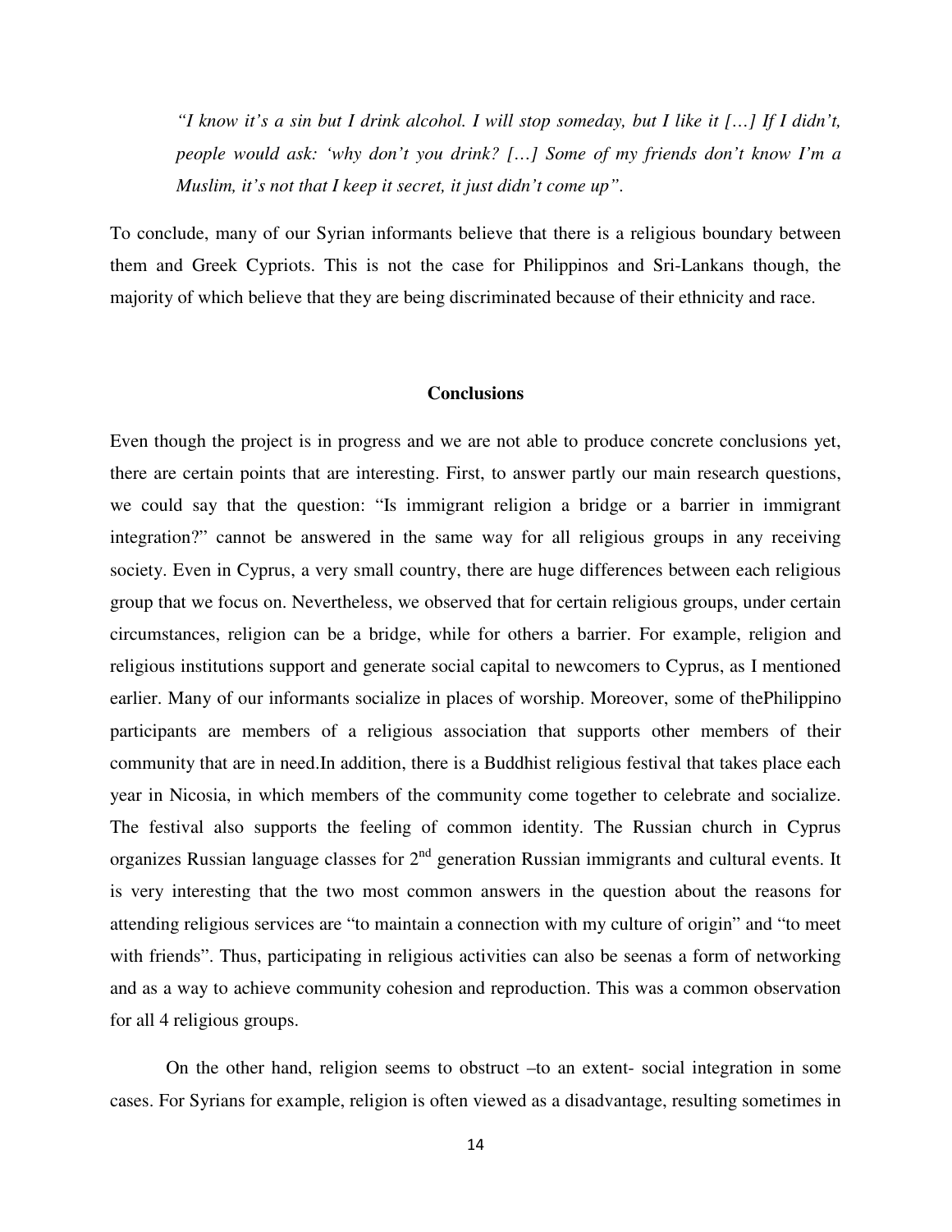*"I know it's a sin but I drink alcohol. I will stop someday, but I like it […] If I didn't, people would ask: 'why don't you drink? […] Some of my friends don't know I'm a Muslim, it's not that I keep it secret, it just didn't come up".*

To conclude, many of our Syrian informants believe that there is a religious boundary between them and Greek Cypriots. This is not the case for Philippinos and Sri-Lankans though, the majority of which believe that they are being discriminated because of their ethnicity and race.

## Conclusions

Even though the project is in progress and we are not able to produce concrete conclusions yet, there are certain points that are interesting. First, to answer partly our main research questions, we could say that the question: "Is immigrant religion a bridge or a barrier in immigrant integration?" cannot be answered in the same way for all religious groups in any receiving society. Even in Cyprus, a very small country, there are huge differences between each religious group that we focus on. Nevertheless, we observed that for certain religious groups, under certain circumstances, religion can be a bridge, while for others a barrier. For example, religion and religious institutions support and generate social capital to newcomers to Cyprus, as I mentioned earlier. Many of our informants socialize in places of worship. Moreover, some of thePhilippino participants are members of a religious association that supports other members of their community that are in need.In addition, there is a Buddhist religious festival that takes place each year in Nicosia, in which members of the community come together to celebrate and socialize. The festival also supports the feeling of common identity. The Russian church in Cyprus organizes Russian language classes for 2nd generation Russian immigrants and cultural events. It is very interesting that the two most common answers in the question about the reasons for attending religious services are "to maintain a connection with my culture of origin" and "to meet with friends". Thus, participating in religious activities can also be seenas a form of networking and as a way to achieve community cohesion and reproduction. This was a common observation for all 4 religious groups.

On the other hand, religion seems to obstruct –to an extent- social integration in some cases. For Syrians for example, religion is often viewed as a disadvantage, resulting sometimes in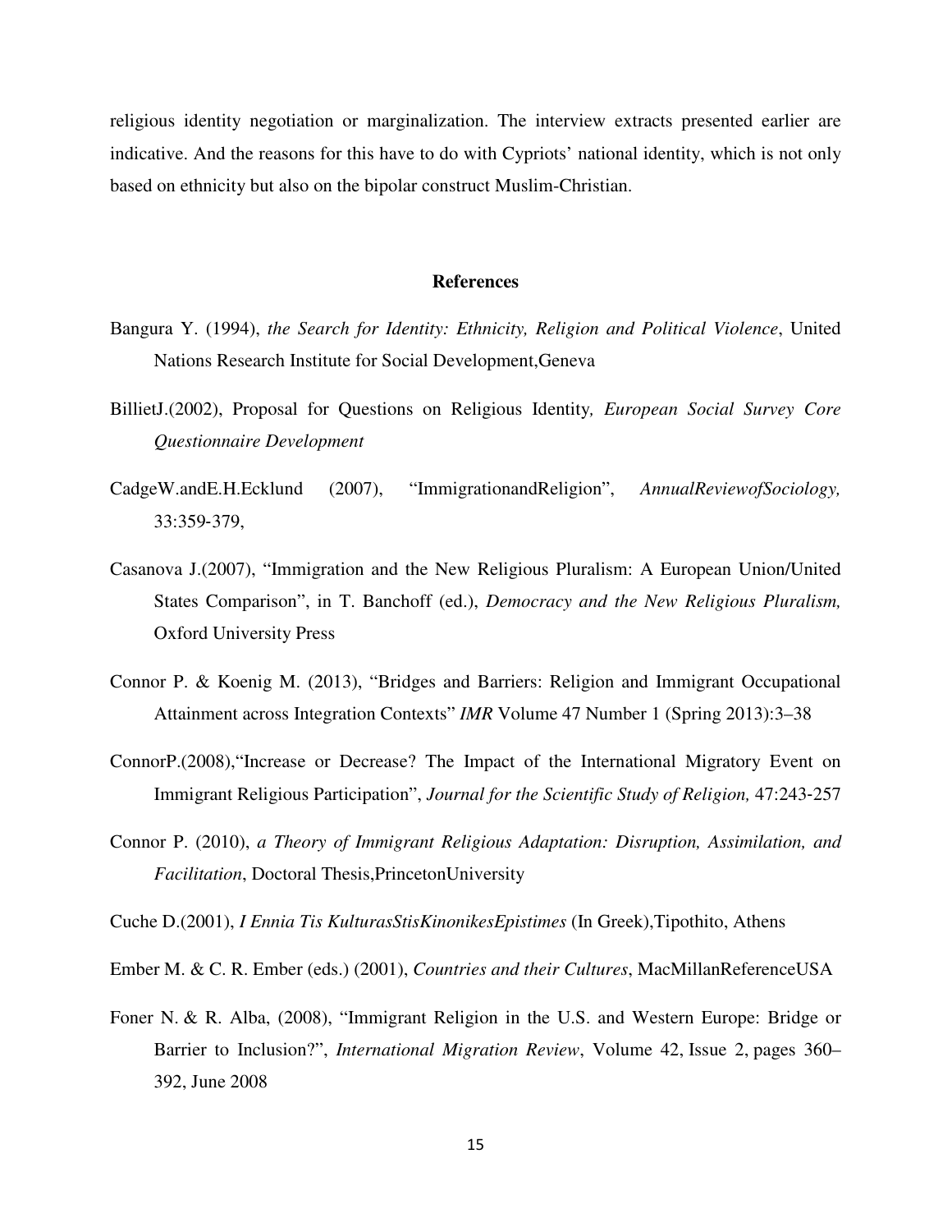religious identity negotiation or marginalization. The interview extracts presented earlier are indicative. And the reasons for this have to do with Cypriots' national identity, which is not only based on ethnicity but also on the bipolar construct Muslim-Christian.

## References

Bangura Y. (1994), *the Search for Identity: Ethnicity, Religion and Political Violence*, United Nations Research Institute for Social Development,Geneva

BillietJ.(2002), Proposal for Questions on Religious Identity*, European Social Survey Core Questionnaire Development*

CadgeW.andE.H.Ecklund (2007), "ImmigrationandReligion", *AnnualReviewofSociology,* 33:359-379,

Casanova J.(2007), "Immigration and the New Religious Pluralism: A European Union/United States Comparison", in T. Banchoff (ed.), *Democracy and the New Religious Pluralism,* Oxford University Press

Connor P. & Koenig M. (2013), "Bridges and Barriers: Religion and Immigrant Occupational Attainment across Integration Contexts" *IMR* Volume 47 Number 1 (Spring 2013):3–38

ConnorP.(2008),"Increase or Decrease? The Impact of the International Migratory Event on Immigrant Religious Participation", *Journal for the Scientific Study of Religion,* 47:243-257

Connor P. (2010), *a Theory of Immigrant Religious Adaptation: Disruption, Assimilation, and Facilitation*, Doctoral Thesis,PrincetonUniversity

Cuche D.(2001), *I Ennia Tis KulturasStisKinonikesEpistimes* (In Greek),Tipothito, Athens

Ember M. & C. R. Ember (eds.) (2001), *Countries and their Cultures*, MacMillanReferenceUSA

Foner N. & R. Alba, (2008), "Immigrant Religion in the U.S. and Western Europe: Bridge or Barrier to Inclusion?", *International Migration Review*, Volume 42, Issue 2, pages 360–392, June 2008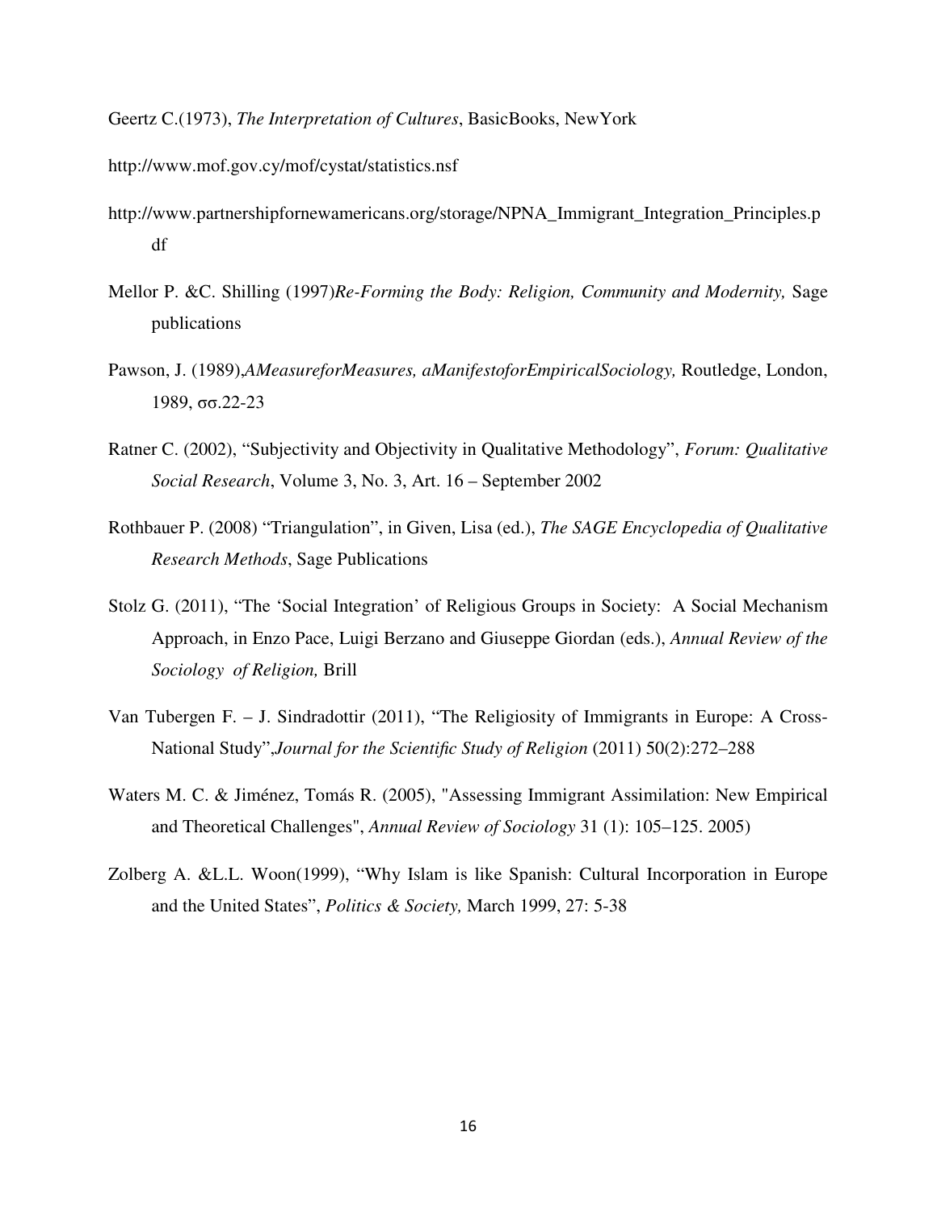Geertz C.(1973), *The Interpretation of Cultures*, BasicBooks, NewYork

http://www.mof.gov.cy/mof/cystat/statistics.nsf

http://www.partnershipfornewamericans.org/storage/NPNA_Immigrant_Integration_Principles.pdf

Mellor P. &C. Shilling (1997)*Re-Forming the Body: Religion, Community and Modernity,* Sage publications

Pawson, J. (1989),*AMeasureforMeasures, aManifestoforEmpiricalSociology,* Routledge, London, 1989, σσ.22-23

Ratner C. (2002), "Subjectivity and Objectivity in Qualitative Methodology", *Forum: Qualitative Social Research*, Volume 3, No. 3, Art. 16 – September 2002

Rothbauer P. (2008) "Triangulation", in Given, Lisa (ed.), *The SAGE Encyclopedia of Qualitative Research Methods*, Sage Publications

Stolz G. (2011), "The 'Social Integration' of Religious Groups in Society: A Social Mechanism Approach, in Enzo Pace, Luigi Berzano and Giuseppe Giordan (eds.), *Annual Review of the Sociology of Religion,* Brill

Van Tubergen F. – J. Sindradottir (2011), "The Religiosity of Immigrants in Europe: A Cross-National Study",*Journal for the Scientific Study of Religion* (2011) 50(2):272–288

Waters M. C. & Jiménez, Tomás R. (2005), "Assessing Immigrant Assimilation: New Empirical and Theoretical Challenges", *Annual Review of Sociology* 31 (1): 105–125. 2005)

Zolberg A. &L.L. Woon(1999), "Why Islam is like Spanish: Cultural Incorporation in Europe and the United States", *Politics & Society,* March 1999, 27: 5-38